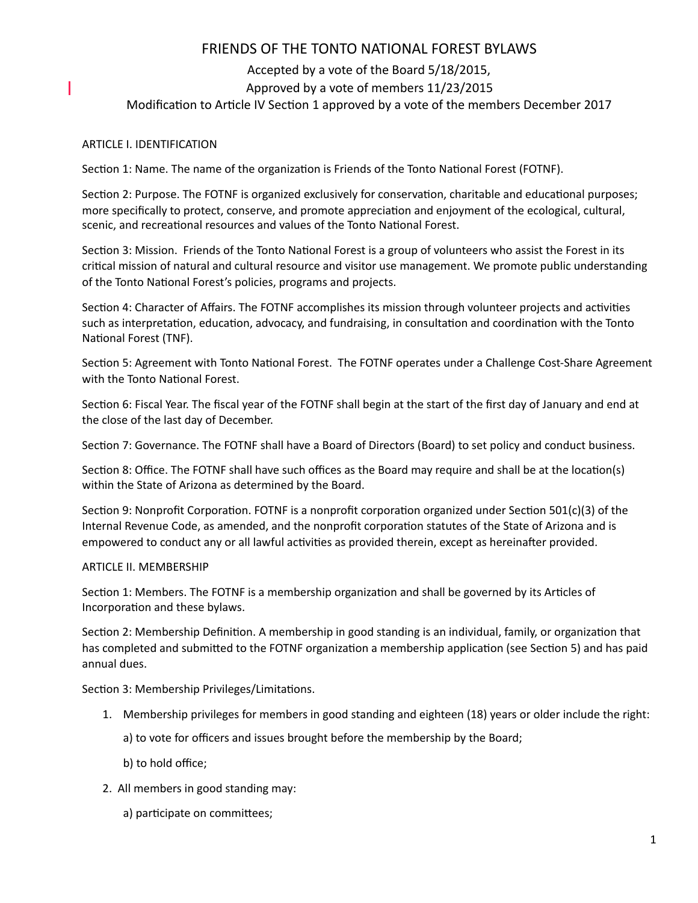# FRIENDS OF THE TONTO NATIONAL FOREST BYLAWS

Accepted by a vote of the Board 5/18/2015,

Approved by a vote of members 11/23/2015

Modification to Article IV Section 1 approved by a vote of the members December 2017

## ARTICLE I. IDENTIFICATION

Section 1: Name. The name of the organization is Friends of the Tonto National Forest (FOTNF).

Section 2: Purpose. The FOTNF is organized exclusively for conservation, charitable and educational purposes; more specifically to protect, conserve, and promote appreciation and enjoyment of the ecological, cultural, scenic, and recreational resources and values of the Tonto National Forest.

Section 3: Mission. Friends of the Tonto National Forest is a group of volunteers who assist the Forest in its critical mission of natural and cultural resource and visitor use management. We promote public understanding of the Tonto National Forest's policies, programs and projects.

Section 4: Character of Affairs. The FOTNF accomplishes its mission through volunteer projects and activities such as interpretation, education, advocacy, and fundraising, in consultation and coordination with the Tonto National Forest (TNF).

Section 5: Agreement with Tonto National Forest. The FOTNF operates under a Challenge Cost-Share Agreement with the Tonto National Forest.

Section 6: Fiscal Year. The fiscal year of the FOTNF shall begin at the start of the first day of January and end at the close of the last day of December.

Section 7: Governance. The FOTNF shall have a Board of Directors (Board) to set policy and conduct business.

Section 8: Office. The FOTNF shall have such offices as the Board may require and shall be at the location(s) within the State of Arizona as determined by the Board.

Section 9: Nonprofit Corporation. FOTNF is a nonprofit corporation organized under Section 501(c)(3) of the Internal Revenue Code, as amended, and the nonprofit corporation statutes of the State of Arizona and is empowered to conduct any or all lawful activities as provided therein, except as hereinafter provided.

## ARTICLE II. MEMBERSHIP

Section 1: Members. The FOTNF is a membership organization and shall be governed by its Articles of Incorporation and these bylaws.

Section 2: Membership Definition. A membership in good standing is an individual, family, or organization that has completed and submitted to the FOTNF organization a membership application (see Section 5) and has paid annual dues.

Section 3: Membership Privileges/Limitations.

1. Membership privileges for members in good standing and eighteen (18) years or older include the right:

   a) to vote for officers and issues brought before the membership by the Board;

   b) to hold office;

2. All members in good standing may:

   a) participate on committees;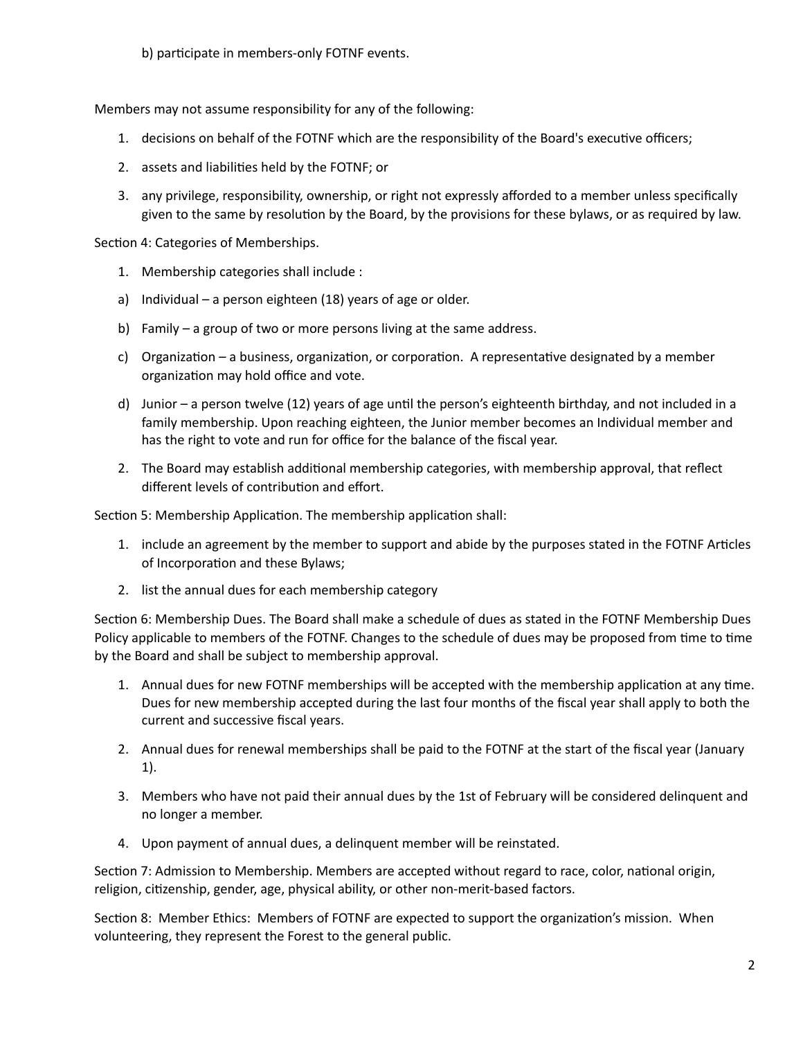b) participate in members-only FOTNF events.

Members may not assume responsibility for any of the following:

1. decisions on behalf of the FOTNF which are the responsibility of the Board's executive officers;
2. assets and liabilities held by the FOTNF; or
3. any privilege, responsibility, ownership, or right not expressly afforded to a member unless specifically given to the same by resolution by the Board, by the provisions for these bylaws, or as required by law.

Section 4: Categories of Memberships.

1. Membership categories shall include :

a) Individual – a person eighteen (18) years of age or older.

b) Family – a group of two or more persons living at the same address.

c) Organization – a business, organization, or corporation. A representative designated by a member organization may hold office and vote.

d) Junior – a person twelve (12) years of age until the person's eighteenth birthday, and not included in a family membership. Upon reaching eighteen, the Junior member becomes an Individual member and has the right to vote and run for office for the balance of the fiscal year.

2. The Board may establish additional membership categories, with membership approval, that reflect different levels of contribution and effort.

Section 5: Membership Application. The membership application shall:

1. include an agreement by the member to support and abide by the purposes stated in the FOTNF Articles of Incorporation and these Bylaws;
2. list the annual dues for each membership category

Section 6: Membership Dues. The Board shall make a schedule of dues as stated in the FOTNF Membership Dues Policy applicable to members of the FOTNF. Changes to the schedule of dues may be proposed from time to time by the Board and shall be subject to membership approval.

1. Annual dues for new FOTNF memberships will be accepted with the membership application at any time. Dues for new membership accepted during the last four months of the fiscal year shall apply to both the current and successive fiscal years.
2. Annual dues for renewal memberships shall be paid to the FOTNF at the start of the fiscal year (January 1).
3. Members who have not paid their annual dues by the 1st of February will be considered delinquent and no longer a member.
4. Upon payment of annual dues, a delinquent member will be reinstated.

Section 7: Admission to Membership. Members are accepted without regard to race, color, national origin, religion, citizenship, gender, age, physical ability, or other non-merit-based factors.

Section 8: Member Ethics: Members of FOTNF are expected to support the organization's mission. When volunteering, they represent the Forest to the general public.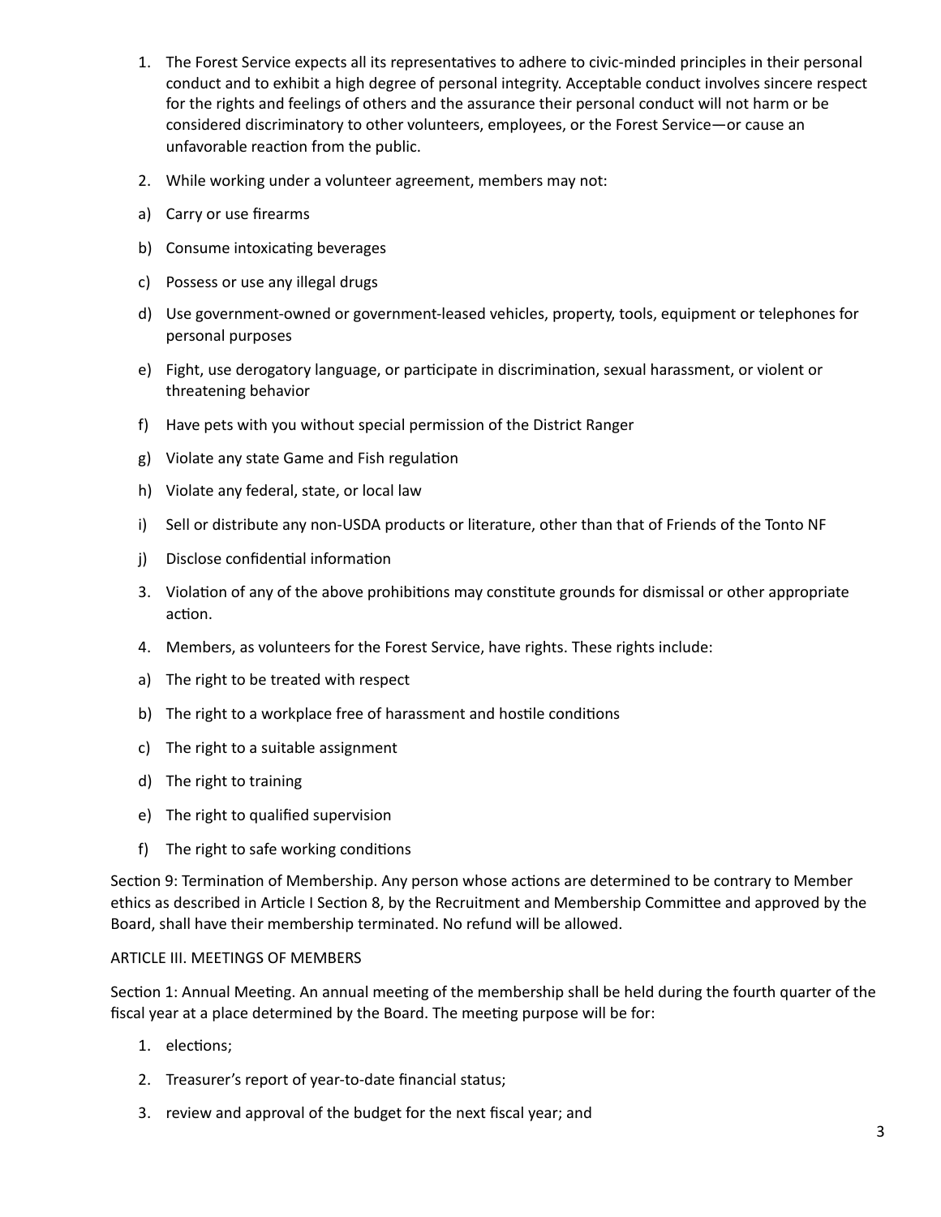1. The Forest Service expects all its representatives to adhere to civic-minded principles in their personal conduct and to exhibit a high degree of personal integrity. Acceptable conduct involves sincere respect for the rights and feelings of others and the assurance their personal conduct will not harm or be considered discriminatory to other volunteers, employees, or the Forest Service—or cause an unfavorable reaction from the public.

2. While working under a volunteer agreement, members may not:

a) Carry or use firearms

b) Consume intoxicating beverages

c) Possess or use any illegal drugs

d) Use government-owned or government-leased vehicles, property, tools, equipment or telephones for personal purposes

e) Fight, use derogatory language, or participate in discrimination, sexual harassment, or violent or threatening behavior

f) Have pets with you without special permission of the District Ranger

g) Violate any state Game and Fish regulation

h) Violate any federal, state, or local law

i) Sell or distribute any non-USDA products or literature, other than that of Friends of the Tonto NF

j) Disclose confidential information

3. Violation of any of the above prohibitions may constitute grounds for dismissal or other appropriate action.

4. Members, as volunteers for the Forest Service, have rights. These rights include:

a) The right to be treated with respect

b) The right to a workplace free of harassment and hostile conditions

c) The right to a suitable assignment

d) The right to training

e) The right to qualified supervision

f) The right to safe working conditions

Section 9: Termination of Membership. Any person whose actions are determined to be contrary to Member ethics as described in Article I Section 8, by the Recruitment and Membership Committee and approved by the Board, shall have their membership terminated. No refund will be allowed.

## ARTICLE III. MEETINGS OF MEMBERS

Section 1: Annual Meeting. An annual meeting of the membership shall be held during the fourth quarter of the fiscal year at a place determined by the Board. The meeting purpose will be for:

1. elections;
2. Treasurer's report of year-to-date financial status;
3. review and approval of the budget for the next fiscal year; and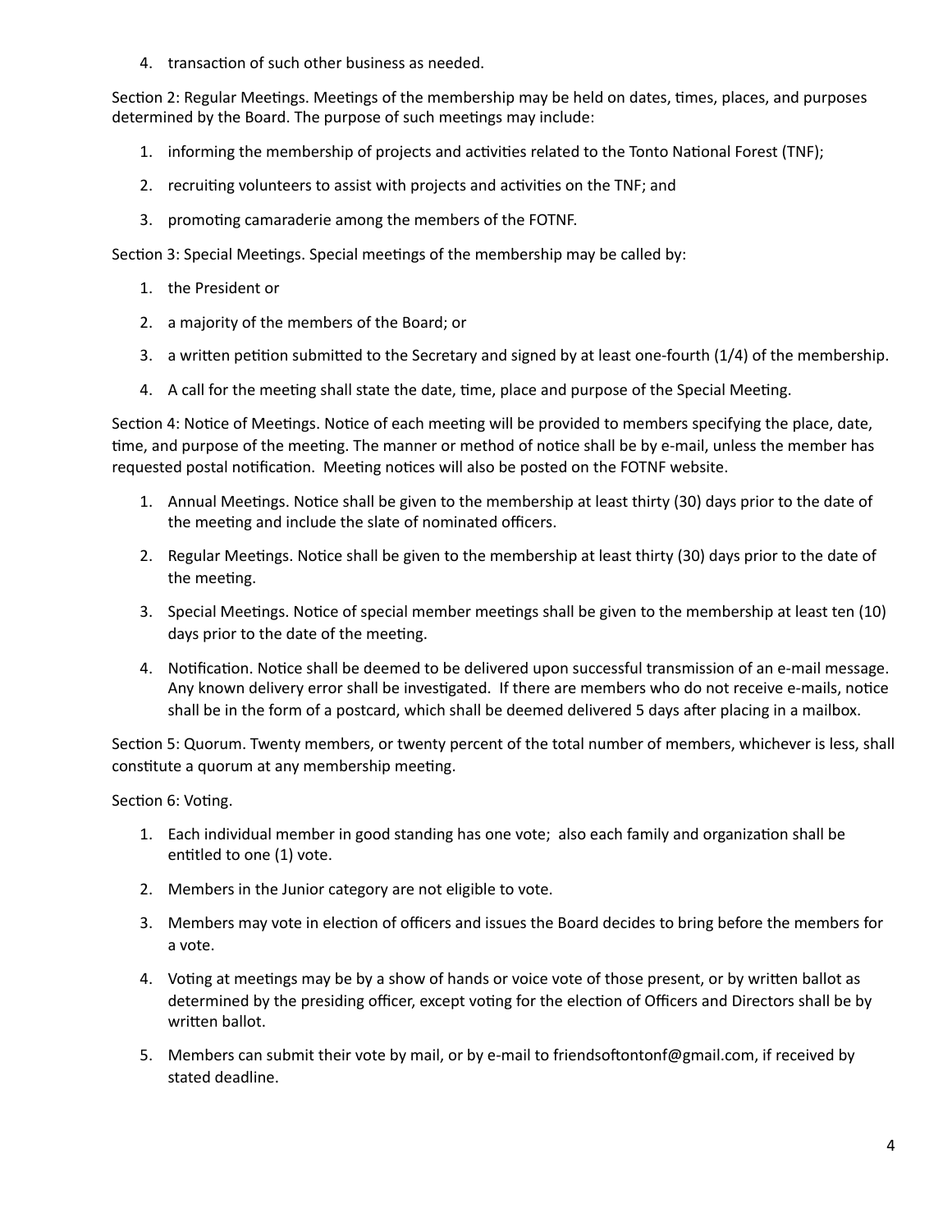4. transaction of such other business as needed.

Section 2: Regular Meetings. Meetings of the membership may be held on dates, times, places, and purposes determined by the Board. The purpose of such meetings may include:

1. informing the membership of projects and activities related to the Tonto National Forest (TNF);
2. recruiting volunteers to assist with projects and activities on the TNF; and
3. promoting camaraderie among the members of the FOTNF.

Section 3: Special Meetings. Special meetings of the membership may be called by:

1. the President or
2. a majority of the members of the Board; or
3. a written petition submitted to the Secretary and signed by at least one-fourth (1/4) of the membership.
4. A call for the meeting shall state the date, time, place and purpose of the Special Meeting.

Section 4: Notice of Meetings. Notice of each meeting will be provided to members specifying the place, date, time, and purpose of the meeting. The manner or method of notice shall be by e-mail, unless the member has requested postal notification. Meeting notices will also be posted on the FOTNF website.

1. Annual Meetings. Notice shall be given to the membership at least thirty (30) days prior to the date of the meeting and include the slate of nominated officers.
2. Regular Meetings. Notice shall be given to the membership at least thirty (30) days prior to the date of the meeting.
3. Special Meetings. Notice of special member meetings shall be given to the membership at least ten (10) days prior to the date of the meeting.
4. Notification. Notice shall be deemed to be delivered upon successful transmission of an e-mail message. Any known delivery error shall be investigated. If there are members who do not receive e-mails, notice shall be in the form of a postcard, which shall be deemed delivered 5 days after placing in a mailbox.

Section 5: Quorum. Twenty members, or twenty percent of the total number of members, whichever is less, shall constitute a quorum at any membership meeting.

Section 6: Voting.

1. Each individual member in good standing has one vote; also each family and organization shall be entitled to one (1) vote.
2. Members in the Junior category are not eligible to vote.
3. Members may vote in election of officers and issues the Board decides to bring before the members for a vote.
4. Voting at meetings may be by a show of hands or voice vote of those present, or by written ballot as determined by the presiding officer, except voting for the election of Officers and Directors shall be by written ballot.
5. Members can submit their vote by mail, or by e-mail to friendsoftontonf@gmail.com, if received by stated deadline.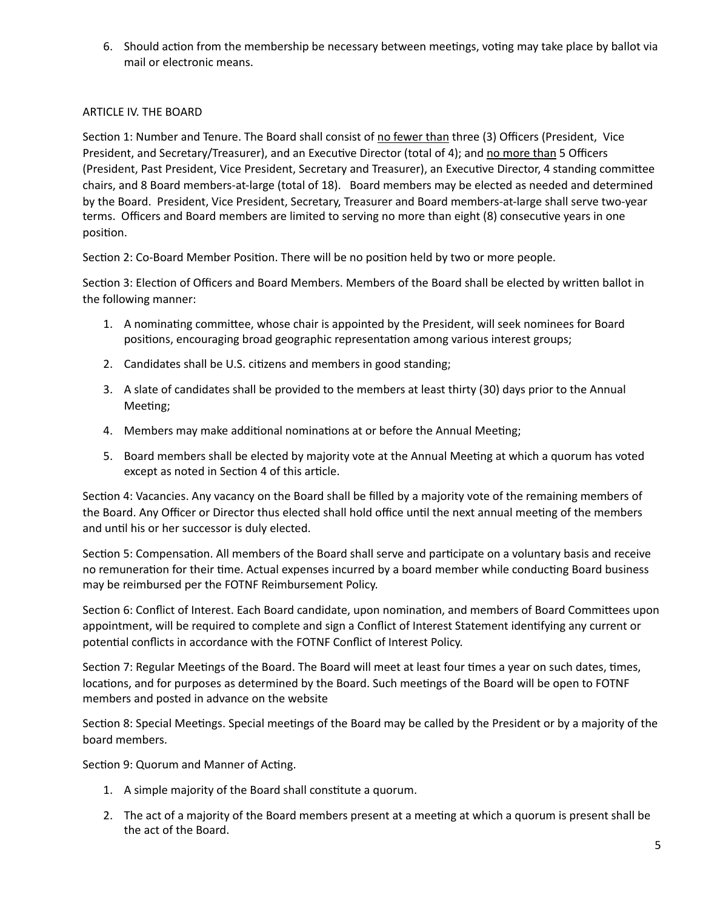6. Should action from the membership be necessary between meetings, voting may take place by ballot via mail or electronic means.

## ARTICLE IV. THE BOARD

Section 1: Number and Tenure. The Board shall consist of <u>no fewer than</u> three (3) Officers (President, Vice President, and Secretary/Treasurer), and an Executive Director (total of 4); and <u>no more than</u> 5 Officers (President, Past President, Vice President, Secretary and Treasurer), an Executive Director, 4 standing committee chairs, and 8 Board members-at-large (total of 18). Board members may be elected as needed and determined by the Board. President, Vice President, Secretary, Treasurer and Board members-at-large shall serve two-year terms. Officers and Board members are limited to serving no more than eight (8) consecutive years in one position.

Section 2: Co-Board Member Position. There will be no position held by two or more people.

Section 3: Election of Officers and Board Members. Members of the Board shall be elected by written ballot in the following manner:

1. A nominating committee, whose chair is appointed by the President, will seek nominees for Board positions, encouraging broad geographic representation among various interest groups;
2. Candidates shall be U.S. citizens and members in good standing;
3. A slate of candidates shall be provided to the members at least thirty (30) days prior to the Annual Meeting;
4. Members may make additional nominations at or before the Annual Meeting;
5. Board members shall be elected by majority vote at the Annual Meeting at which a quorum has voted except as noted in Section 4 of this article.

Section 4: Vacancies. Any vacancy on the Board shall be filled by a majority vote of the remaining members of the Board. Any Officer or Director thus elected shall hold office until the next annual meeting of the members and until his or her successor is duly elected.

Section 5: Compensation. All members of the Board shall serve and participate on a voluntary basis and receive no remuneration for their time. Actual expenses incurred by a board member while conducting Board business may be reimbursed per the FOTNF Reimbursement Policy.

Section 6: Conflict of Interest. Each Board candidate, upon nomination, and members of Board Committees upon appointment, will be required to complete and sign a Conflict of Interest Statement identifying any current or potential conflicts in accordance with the FOTNF Conflict of Interest Policy.

Section 7: Regular Meetings of the Board. The Board will meet at least four times a year on such dates, times, locations, and for purposes as determined by the Board. Such meetings of the Board will be open to FOTNF members and posted in advance on the website

Section 8: Special Meetings. Special meetings of the Board may be called by the President or by a majority of the board members.

Section 9: Quorum and Manner of Acting.

1. A simple majority of the Board shall constitute a quorum.
2. The act of a majority of the Board members present at a meeting at which a quorum is present shall be the act of the Board.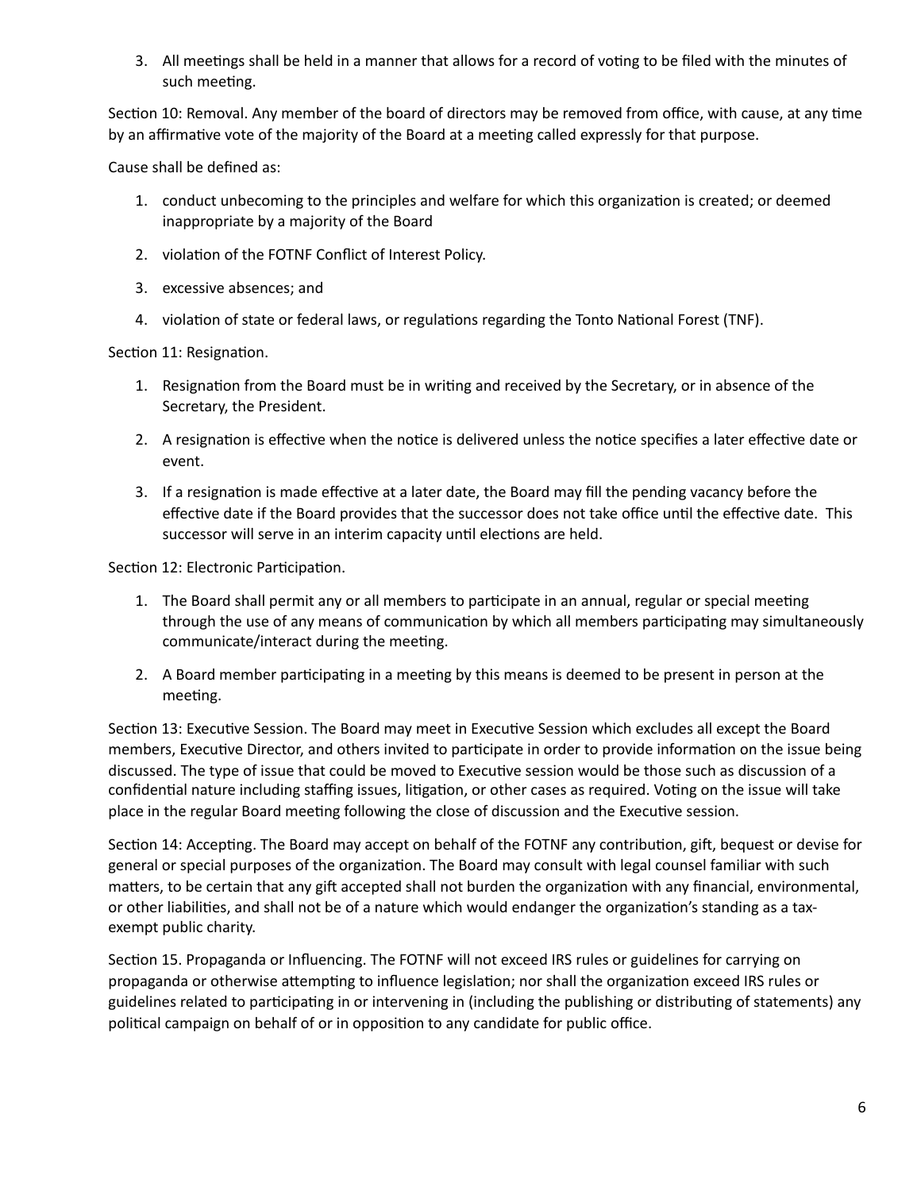3. All meetings shall be held in a manner that allows for a record of voting to be filed with the minutes of such meeting.

Section 10: Removal. Any member of the board of directors may be removed from office, with cause, at any time by an affirmative vote of the majority of the Board at a meeting called expressly for that purpose.

Cause shall be defined as:

1. conduct unbecoming to the principles and welfare for which this organization is created; or deemed inappropriate by a majority of the Board
2. violation of the FOTNF Conflict of Interest Policy.
3. excessive absences; and
4. violation of state or federal laws, or regulations regarding the Tonto National Forest (TNF).

Section 11: Resignation.

1. Resignation from the Board must be in writing and received by the Secretary, or in absence of the Secretary, the President.
2. A resignation is effective when the notice is delivered unless the notice specifies a later effective date or event.
3. If a resignation is made effective at a later date, the Board may fill the pending vacancy before the effective date if the Board provides that the successor does not take office until the effective date. This successor will serve in an interim capacity until elections are held.

Section 12: Electronic Participation.

1. The Board shall permit any or all members to participate in an annual, regular or special meeting through the use of any means of communication by which all members participating may simultaneously communicate/interact during the meeting.
2. A Board member participating in a meeting by this means is deemed to be present in person at the meeting.

Section 13: Executive Session. The Board may meet in Executive Session which excludes all except the Board members, Executive Director, and others invited to participate in order to provide information on the issue being discussed. The type of issue that could be moved to Executive session would be those such as discussion of a confidential nature including staffing issues, litigation, or other cases as required. Voting on the issue will take place in the regular Board meeting following the close of discussion and the Executive session.

Section 14: Accepting. The Board may accept on behalf of the FOTNF any contribution, gift, bequest or devise for general or special purposes of the organization. The Board may consult with legal counsel familiar with such matters, to be certain that any gift accepted shall not burden the organization with any financial, environmental, or other liabilities, and shall not be of a nature which would endanger the organization's standing as a tax-exempt public charity.

Section 15. Propaganda or Influencing. The FOTNF will not exceed IRS rules or guidelines for carrying on propaganda or otherwise attempting to influence legislation; nor shall the organization exceed IRS rules or guidelines related to participating in or intervening in (including the publishing or distributing of statements) any political campaign on behalf of or in opposition to any candidate for public office.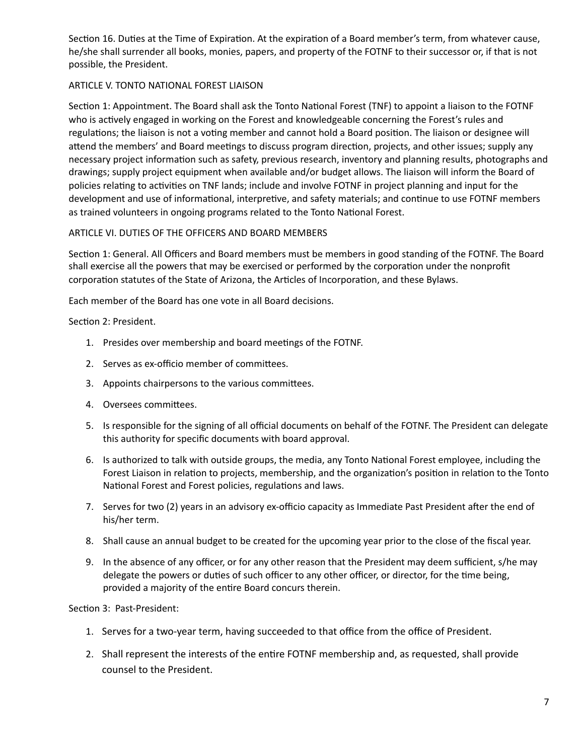Section 16. Duties at the Time of Expiration. At the expiration of a Board member's term, from whatever cause, he/she shall surrender all books, monies, papers, and property of the FOTNF to their successor or, if that is not possible, the President.

## ARTICLE V. TONTO NATIONAL FOREST LIAISON

Section 1: Appointment. The Board shall ask the Tonto National Forest (TNF) to appoint a liaison to the FOTNF who is actively engaged in working on the Forest and knowledgeable concerning the Forest's rules and regulations; the liaison is not a voting member and cannot hold a Board position. The liaison or designee will attend the members' and Board meetings to discuss program direction, projects, and other issues; supply any necessary project information such as safety, previous research, inventory and planning results, photographs and drawings; supply project equipment when available and/or budget allows. The liaison will inform the Board of policies relating to activities on TNF lands; include and involve FOTNF in project planning and input for the development and use of informational, interpretive, and safety materials; and continue to use FOTNF members as trained volunteers in ongoing programs related to the Tonto National Forest.

## ARTICLE VI. DUTIES OF THE OFFICERS AND BOARD MEMBERS

Section 1: General. All Officers and Board members must be members in good standing of the FOTNF. The Board shall exercise all the powers that may be exercised or performed by the corporation under the nonprofit corporation statutes of the State of Arizona, the Articles of Incorporation, and these Bylaws.

Each member of the Board has one vote in all Board decisions.

Section 2: President.

1. Presides over membership and board meetings of the FOTNF.
2. Serves as ex-officio member of committees.
3. Appoints chairpersons to the various committees.
4. Oversees committees.
5. Is responsible for the signing of all official documents on behalf of the FOTNF. The President can delegate this authority for specific documents with board approval.
6. Is authorized to talk with outside groups, the media, any Tonto National Forest employee, including the Forest Liaison in relation to projects, membership, and the organization's position in relation to the Tonto National Forest and Forest policies, regulations and laws.
7. Serves for two (2) years in an advisory ex-officio capacity as Immediate Past President after the end of his/her term.
8. Shall cause an annual budget to be created for the upcoming year prior to the close of the fiscal year.
9. In the absence of any officer, or for any other reason that the President may deem sufficient, s/he may delegate the powers or duties of such officer to any other officer, or director, for the time being, provided a majority of the entire Board concurs therein.

Section 3: Past-President:

1. Serves for a two-year term, having succeeded to that office from the office of President.
2. Shall represent the interests of the entire FOTNF membership and, as requested, shall provide counsel to the President.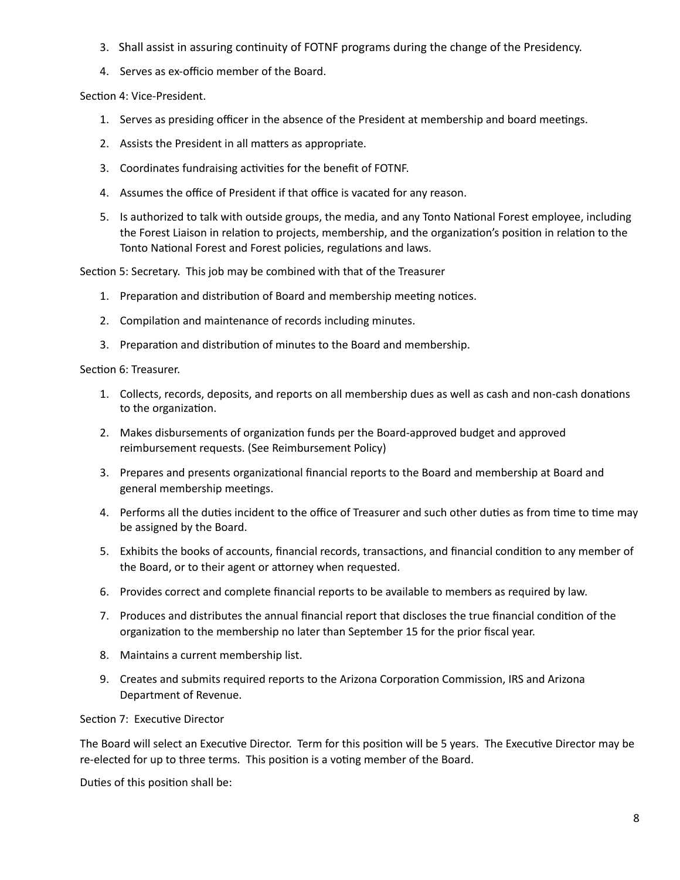3. Shall assist in assuring continuity of FOTNF programs during the change of the Presidency.
4. Serves as ex-officio member of the Board.

Section 4: Vice-President.

1. Serves as presiding officer in the absence of the President at membership and board meetings.
2. Assists the President in all matters as appropriate.
3. Coordinates fundraising activities for the benefit of FOTNF.
4. Assumes the office of President if that office is vacated for any reason.
5. Is authorized to talk with outside groups, the media, and any Tonto National Forest employee, including the Forest Liaison in relation to projects, membership, and the organization's position in relation to the Tonto National Forest and Forest policies, regulations and laws.

Section 5: Secretary. This job may be combined with that of the Treasurer

1. Preparation and distribution of Board and membership meeting notices.
2. Compilation and maintenance of records including minutes.
3. Preparation and distribution of minutes to the Board and membership.

Section 6: Treasurer.

1. Collects, records, deposits, and reports on all membership dues as well as cash and non-cash donations to the organization.
2. Makes disbursements of organization funds per the Board-approved budget and approved reimbursement requests. (See Reimbursement Policy)
3. Prepares and presents organizational financial reports to the Board and membership at Board and general membership meetings.
4. Performs all the duties incident to the office of Treasurer and such other duties as from time to time may be assigned by the Board.
5. Exhibits the books of accounts, financial records, transactions, and financial condition to any member of the Board, or to their agent or attorney when requested.
6. Provides correct and complete financial reports to be available to members as required by law.
7. Produces and distributes the annual financial report that discloses the true financial condition of the organization to the membership no later than September 15 for the prior fiscal year.
8. Maintains a current membership list.
9. Creates and submits required reports to the Arizona Corporation Commission, IRS and Arizona Department of Revenue.

Section 7: Executive Director

The Board will select an Executive Director. Term for this position will be 5 years. The Executive Director may be re-elected for up to three terms. This position is a voting member of the Board.

Duties of this position shall be: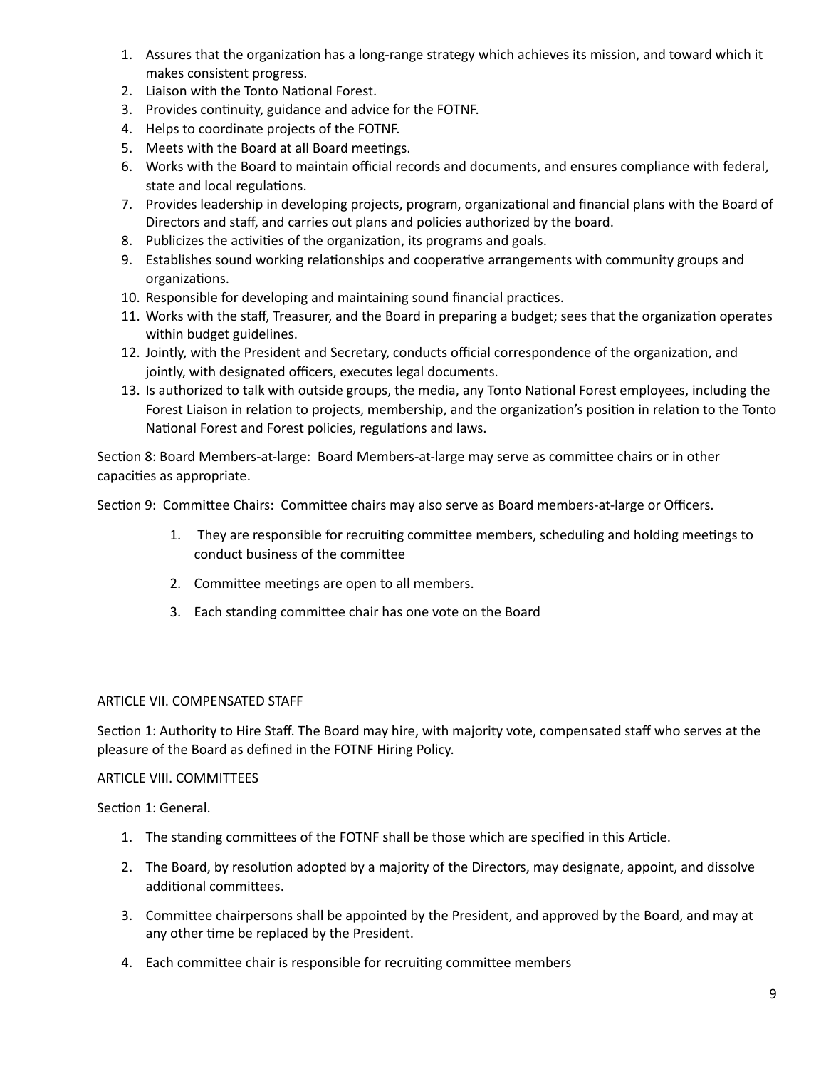1. Assures that the organization has a long-range strategy which achieves its mission, and toward which it makes consistent progress.
2. Liaison with the Tonto National Forest.
3. Provides continuity, guidance and advice for the FOTNF.
4. Helps to coordinate projects of the FOTNF.
5. Meets with the Board at all Board meetings.
6. Works with the Board to maintain official records and documents, and ensures compliance with federal, state and local regulations.
7. Provides leadership in developing projects, program, organizational and financial plans with the Board of Directors and staff, and carries out plans and policies authorized by the board.
8. Publicizes the activities of the organization, its programs and goals.
9. Establishes sound working relationships and cooperative arrangements with community groups and organizations.
10. Responsible for developing and maintaining sound financial practices.
11. Works with the staff, Treasurer, and the Board in preparing a budget; sees that the organization operates within budget guidelines.
12. Jointly, with the President and Secretary, conducts official correspondence of the organization, and jointly, with designated officers, executes legal documents.
13. Is authorized to talk with outside groups, the media, any Tonto National Forest employees, including the Forest Liaison in relation to projects, membership, and the organization's position in relation to the Tonto National Forest and Forest policies, regulations and laws.

Section 8: Board Members-at-large: Board Members-at-large may serve as committee chairs or in other capacities as appropriate.

Section 9: Committee Chairs: Committee chairs may also serve as Board members-at-large or Officers.

1. They are responsible for recruiting committee members, scheduling and holding meetings to conduct business of the committee
2. Committee meetings are open to all members.
3. Each standing committee chair has one vote on the Board

ARTICLE VII. COMPENSATED STAFF

Section 1: Authority to Hire Staff. The Board may hire, with majority vote, compensated staff who serves at the pleasure of the Board as defined in the FOTNF Hiring Policy.

ARTICLE VIII. COMMITTEES

Section 1: General.

1. The standing committees of the FOTNF shall be those which are specified in this Article.
2. The Board, by resolution adopted by a majority of the Directors, may designate, appoint, and dissolve additional committees.
3. Committee chairpersons shall be appointed by the President, and approved by the Board, and may at any other time be replaced by the President.
4. Each committee chair is responsible for recruiting committee members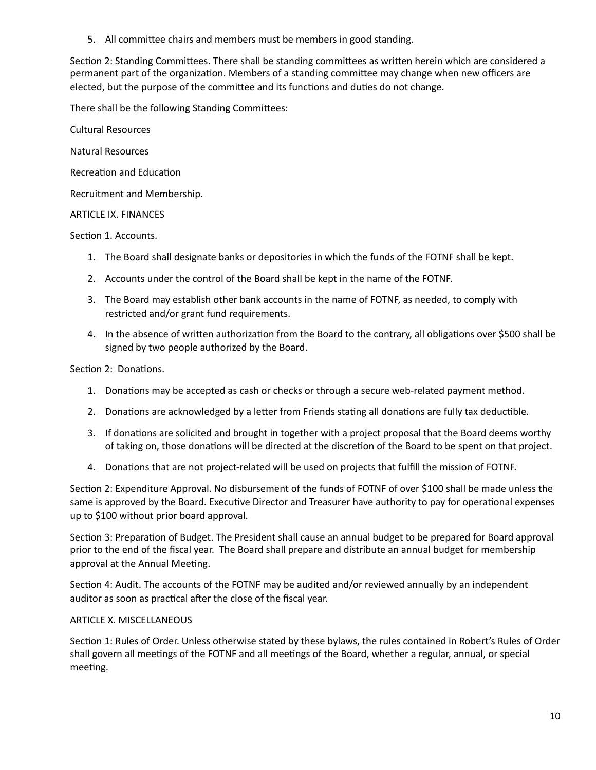5. All committee chairs and members must be members in good standing.

Section 2: Standing Committees. There shall be standing committees as written herein which are considered a permanent part of the organization. Members of a standing committee may change when new officers are elected, but the purpose of the committee and its functions and duties do not change.

There shall be the following Standing Committees:

Cultural Resources

Natural Resources

Recreation and Education

Recruitment and Membership.

ARTICLE IX. FINANCES

Section 1. Accounts.

1. The Board shall designate banks or depositories in which the funds of the FOTNF shall be kept.
2. Accounts under the control of the Board shall be kept in the name of the FOTNF.
3. The Board may establish other bank accounts in the name of FOTNF, as needed, to comply with restricted and/or grant fund requirements.
4. In the absence of written authorization from the Board to the contrary, all obligations over $500 shall be signed by two people authorized by the Board.

Section 2: Donations.

1. Donations may be accepted as cash or checks or through a secure web-related payment method.
2. Donations are acknowledged by a letter from Friends stating all donations are fully tax deductible.
3. If donations are solicited and brought in together with a project proposal that the Board deems worthy of taking on, those donations will be directed at the discretion of the Board to be spent on that project.
4. Donations that are not project-related will be used on projects that fulfill the mission of FOTNF.

Section 2: Expenditure Approval. No disbursement of the funds of FOTNF of over $100 shall be made unless the same is approved by the Board. Executive Director and Treasurer have authority to pay for operational expenses up to $100 without prior board approval.

Section 3: Preparation of Budget. The President shall cause an annual budget to be prepared for Board approval prior to the end of the fiscal year. The Board shall prepare and distribute an annual budget for membership approval at the Annual Meeting.

Section 4: Audit. The accounts of the FOTNF may be audited and/or reviewed annually by an independent auditor as soon as practical after the close of the fiscal year.

ARTICLE X. MISCELLANEOUS

Section 1: Rules of Order. Unless otherwise stated by these bylaws, the rules contained in Robert's Rules of Order shall govern all meetings of the FOTNF and all meetings of the Board, whether a regular, annual, or special meeting.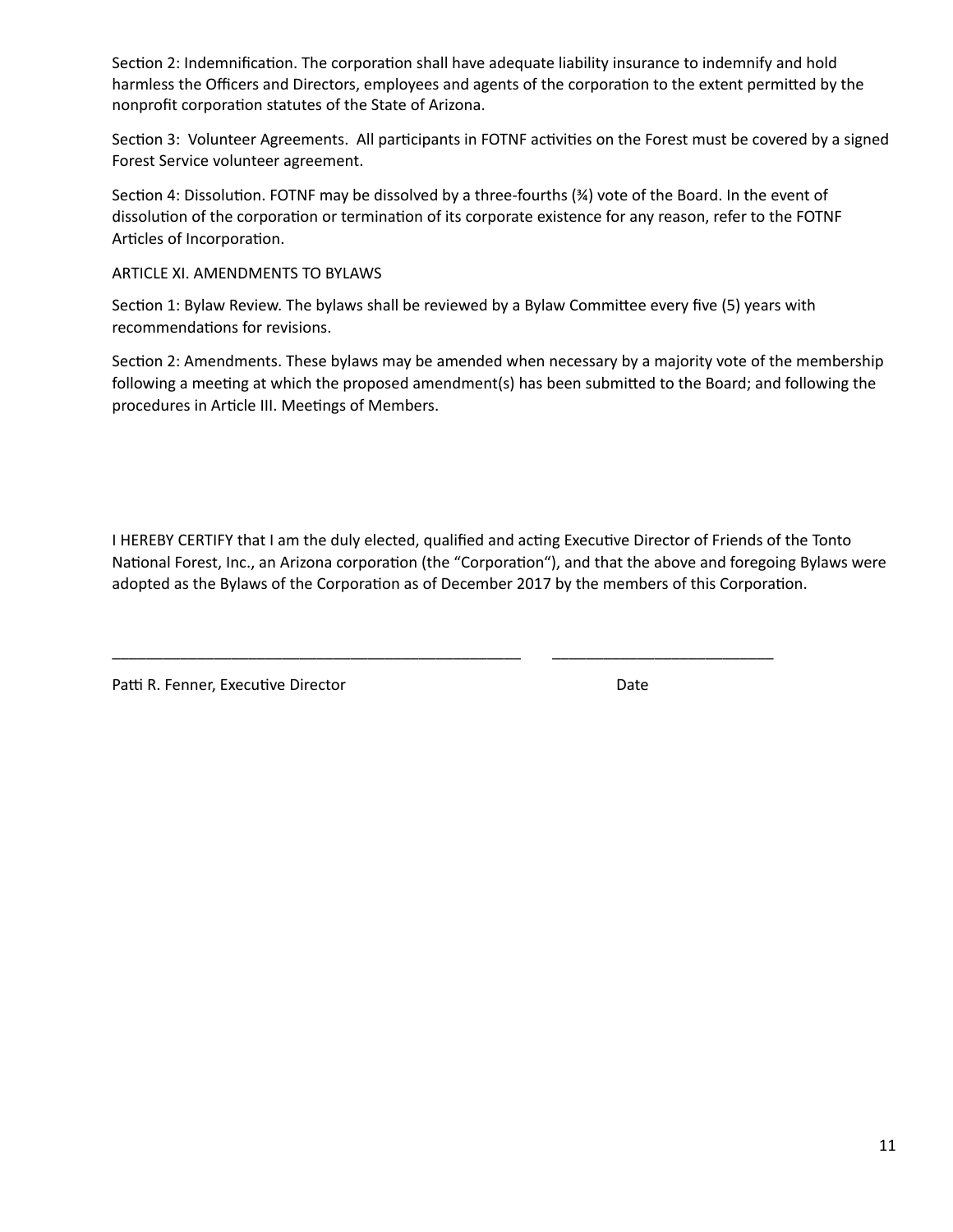Section 2: Indemnification. The corporation shall have adequate liability insurance to indemnify and hold harmless the Officers and Directors, employees and agents of the corporation to the extent permitted by the nonprofit corporation statutes of the State of Arizona.

Section 3: Volunteer Agreements. All participants in FOTNF activities on the Forest must be covered by a signed Forest Service volunteer agreement.

Section 4: Dissolution. FOTNF may be dissolved by a three-fourths (¾) vote of the Board. In the event of dissolution of the corporation or termination of its corporate existence for any reason, refer to the FOTNF Articles of Incorporation.

## ARTICLE XI. AMENDMENTS TO BYLAWS

Section 1: Bylaw Review. The bylaws shall be reviewed by a Bylaw Committee every five (5) years with recommendations for revisions.

Section 2: Amendments. These bylaws may be amended when necessary by a majority vote of the membership following a meeting at which the proposed amendment(s) has been submitted to the Board; and following the procedures in Article III. Meetings of Members.

I HEREBY CERTIFY that I am the duly elected, qualified and acting Executive Director of Friends of the Tonto National Forest, Inc., an Arizona corporation (the "Corporation"), and that the above and foregoing Bylaws were adopted as the Bylaws of the Corporation as of December 2017 by the members of this Corporation.

\_\_\_\_\_\_\_\_\_\_\_\_\_\_\_\_\_\_\_\_\_\_\_\_\_\_\_\_\_\_\_\_\_\_\_\_\_\_\_\_\_\_\_\_\_\_\_\_\_\_ \_\_\_\_\_\_\_\_\_\_\_\_\_\_\_\_\_\_\_\_\_\_\_\_\_\_\_

Patti R. Fenner, Executive Director Date